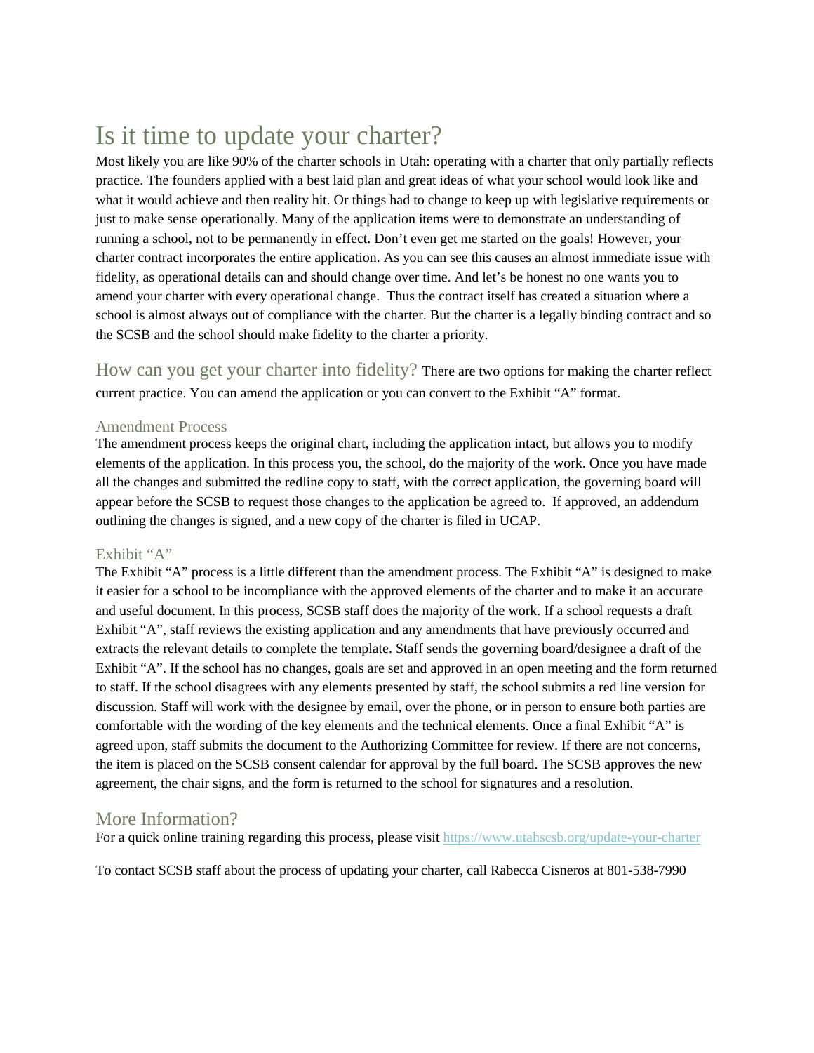# Is it time to update your charter?

Most likely you are like 90% of the charter schools in Utah: operating with a charter that only partially reflects practice. The founders applied with a best laid plan and great ideas of what your school would look like and what it would achieve and then reality hit. Or things had to change to keep up with legislative requirements or just to make sense operationally. Many of the application items were to demonstrate an understanding of running a school, not to be permanently in effect. Don't even get me started on the goals! However, your charter contract incorporates the entire application. As you can see this causes an almost immediate issue with fidelity, as operational details can and should change over time. And let's be honest no one wants you to amend your charter with every operational change. Thus the contract itself has created a situation where a school is almost always out of compliance with the charter. But the charter is a legally binding contract and so the SCSB and the school should make fidelity to the charter a priority.

## How can you get your charter into fidelity?

There are two options for making the charter reflect current practice. You can amend the application or you can convert to the Exhibit "A" format.

### Amendment Process

The amendment process keeps the original chart, including the application intact, but allows you to modify elements of the application. In this process you, the school, do the majority of the work. Once you have made all the changes and submitted the redline copy to staff, with the correct application, the governing board will appear before the SCSB to request those changes to the application be agreed to. If approved, an addendum outlining the changes is signed, and a new copy of the charter is filed in UCAP.

### Exhibit "A"

The Exhibit "A" process is a little different than the amendment process. The Exhibit "A" is designed to make it easier for a school to be incompliance with the approved elements of the charter and to make it an accurate and useful document. In this process, SCSB staff does the majority of the work. If a school requests a draft Exhibit "A", staff reviews the existing application and any amendments that have previously occurred and extracts the relevant details to complete the template. Staff sends the governing board/designee a draft of the Exhibit "A". If the school has no changes, goals are set and approved in an open meeting and the form returned to staff. If the school disagrees with any elements presented by staff, the school submits a red line version for discussion. Staff will work with the designee by email, over the phone, or in person to ensure both parties are comfortable with the wording of the key elements and the technical elements. Once a final Exhibit "A" is agreed upon, staff submits the document to the Authorizing Committee for review. If there are not concerns, the item is placed on the SCSB consent calendar for approval by the full board. The SCSB approves the new agreement, the chair signs, and the form is returned to the school for signatures and a resolution.

## More Information?

For a quick online training regarding this process, please visit https://www.utahscsb.org/update-your-charter

To contact SCSB staff about the process of updating your charter, call Rabecca Cisneros at 801-538-7990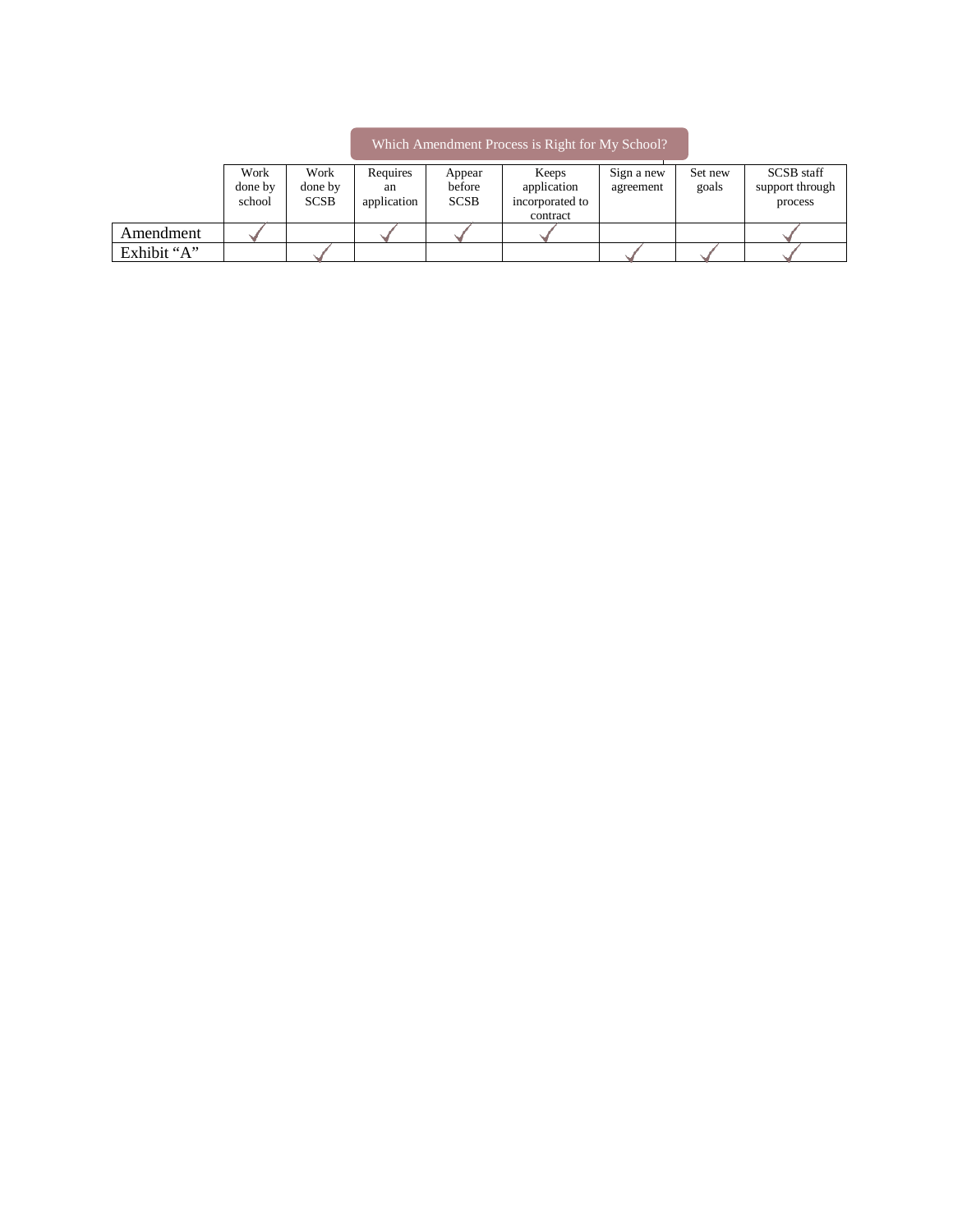Which Amendment Process is Right for My School?

| | Work done by school | Work done by SCSB | Requires an application | Appear before SCSB | Keeps application incorporated to contract | Sign a new agreement | Set new goals | SCSB staff support through process |
|---|---|---|---|---|---|---|---|---|
| Amendment | ✓ | | ✓ | ✓ | ✓ | | | ✓ |
| Exhibit "A" | | ✓ | | | | ✓ | ✓ | ✓ |